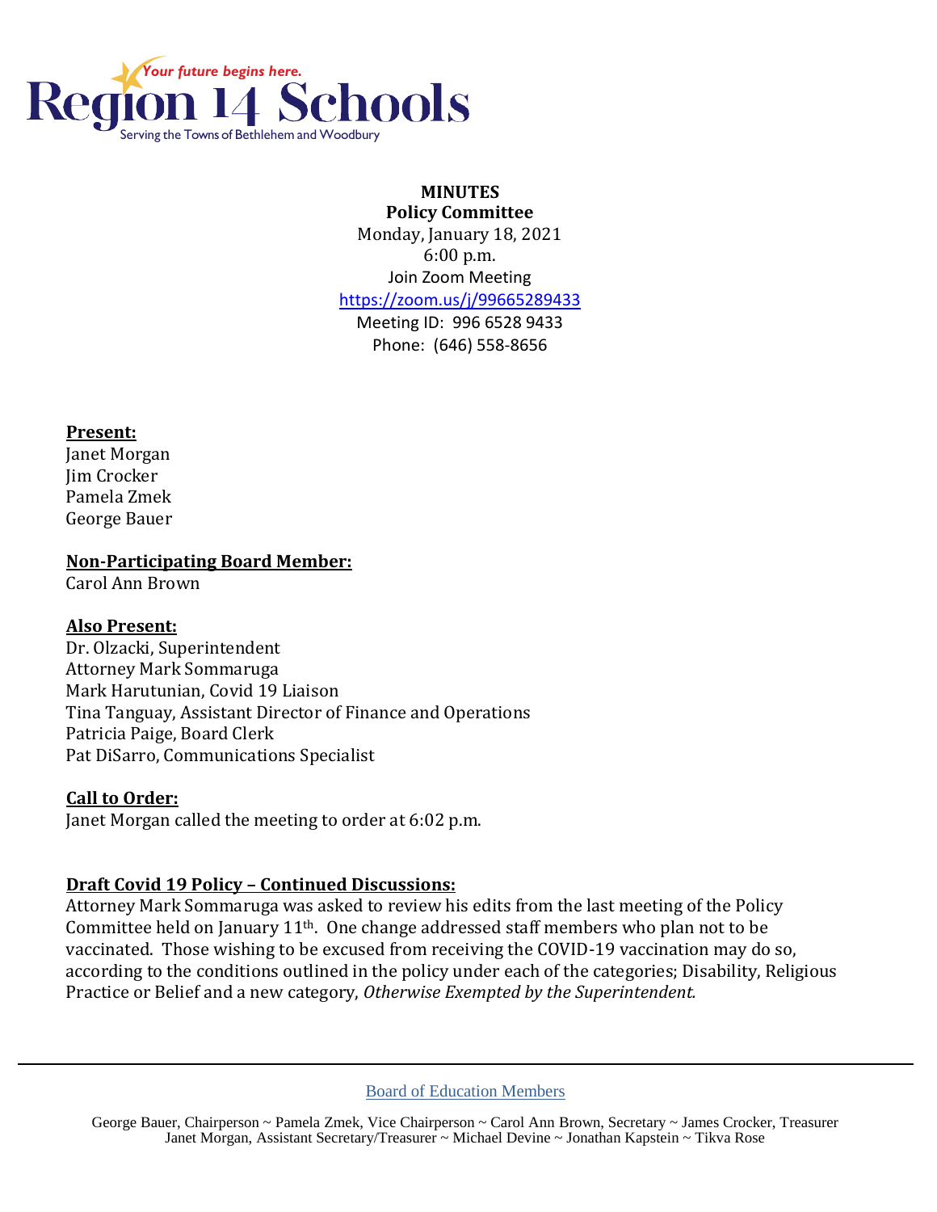Your future begins here.
# Region 14 Schools
Serving the Towns of Bethlehem and Woodbury

**MINUTES**
**Policy Committee**
Monday, January 18, 2021
6:00 p.m.
Join Zoom Meeting
https://zoom.us/j/99665289433
Meeting ID: 996 6528 9433
Phone: (646) 558-8656

**Present:**
Janet Morgan
Jim Crocker
Pamela Zmek
George Bauer

**Non-Participating Board Member:**
Carol Ann Brown

**Also Present:**
Dr. Olzacki, Superintendent
Attorney Mark Sommaruga
Mark Harutunian, Covid 19 Liaison
Tina Tanguay, Assistant Director of Finance and Operations
Patricia Paige, Board Clerk
Pat DiSarro, Communications Specialist

**Call to Order:**
Janet Morgan called the meeting to order at 6:02 p.m.

**Draft Covid 19 Policy – Continued Discussions:**
Attorney Mark Sommaruga was asked to review his edits from the last meeting of the Policy Committee held on January 11th. One change addressed staff members who plan not to be vaccinated. Those wishing to be excused from receiving the COVID-19 vaccination may do so, according to the conditions outlined in the policy under each of the categories; Disability, Religious Practice or Belief and a new category, *Otherwise Exempted by the Superintendent.*

Board of Education Members

George Bauer, Chairperson ~ Pamela Zmek, Vice Chairperson ~ Carol Ann Brown, Secretary ~ James Crocker, Treasurer
Janet Morgan, Assistant Secretary/Treasurer ~ Michael Devine ~ Jonathan Kapstein ~ Tikva Rose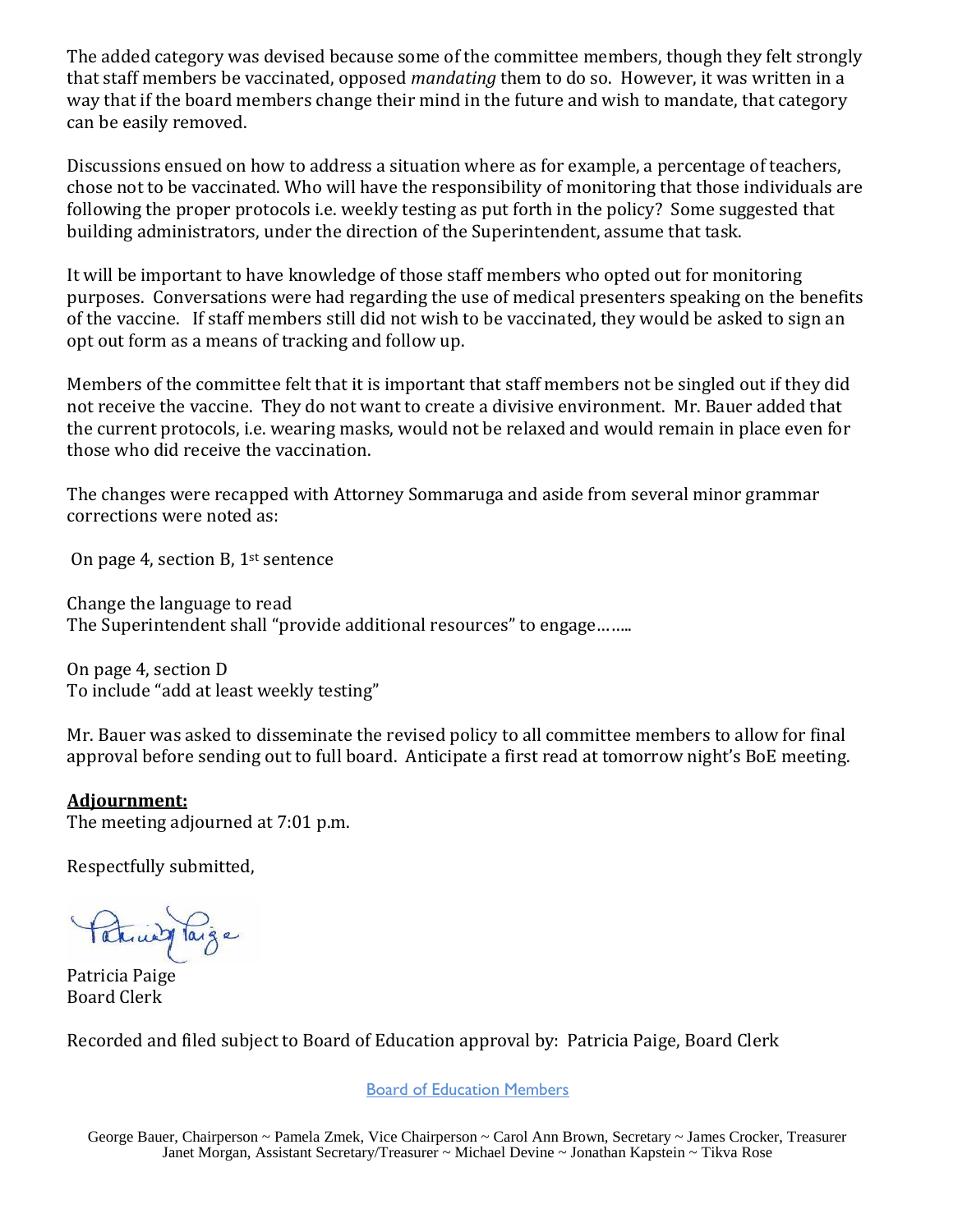The added category was devised because some of the committee members, though they felt strongly that staff members be vaccinated, opposed *mandating* them to do so. However, it was written in a way that if the board members change their mind in the future and wish to mandate, that category can be easily removed.

Discussions ensued on how to address a situation where as for example, a percentage of teachers, chose not to be vaccinated. Who will have the responsibility of monitoring that those individuals are following the proper protocols i.e. weekly testing as put forth in the policy? Some suggested that building administrators, under the direction of the Superintendent, assume that task.

It will be important to have knowledge of those staff members who opted out for monitoring purposes. Conversations were had regarding the use of medical presenters speaking on the benefits of the vaccine. If staff members still did not wish to be vaccinated, they would be asked to sign an opt out form as a means of tracking and follow up.

Members of the committee felt that it is important that staff members not be singled out if they did not receive the vaccine. They do not want to create a divisive environment. Mr. Bauer added that the current protocols, i.e. wearing masks, would not be relaxed and would remain in place even for those who did receive the vaccination.

The changes were recapped with Attorney Sommaruga and aside from several minor grammar corrections were noted as:

On page 4, section B, 1st sentence

Change the language to read
The Superintendent shall "provide additional resources" to engage……..

On page 4, section D
To include "add at least weekly testing"

Mr. Bauer was asked to disseminate the revised policy to all committee members to allow for final approval before sending out to full board. Anticipate a first read at tomorrow night's BoE meeting.

**Adjournment:**
The meeting adjourned at 7:01 p.m.

Respectfully submitted,

Patricia Paige
Board Clerk

Recorded and filed subject to Board of Education approval by: Patricia Paige, Board Clerk

Board of Education Members

George Bauer, Chairperson ~ Pamela Zmek, Vice Chairperson ~ Carol Ann Brown, Secretary ~ James Crocker, Treasurer
Janet Morgan, Assistant Secretary/Treasurer ~ Michael Devine ~ Jonathan Kapstein ~ Tikva Rose